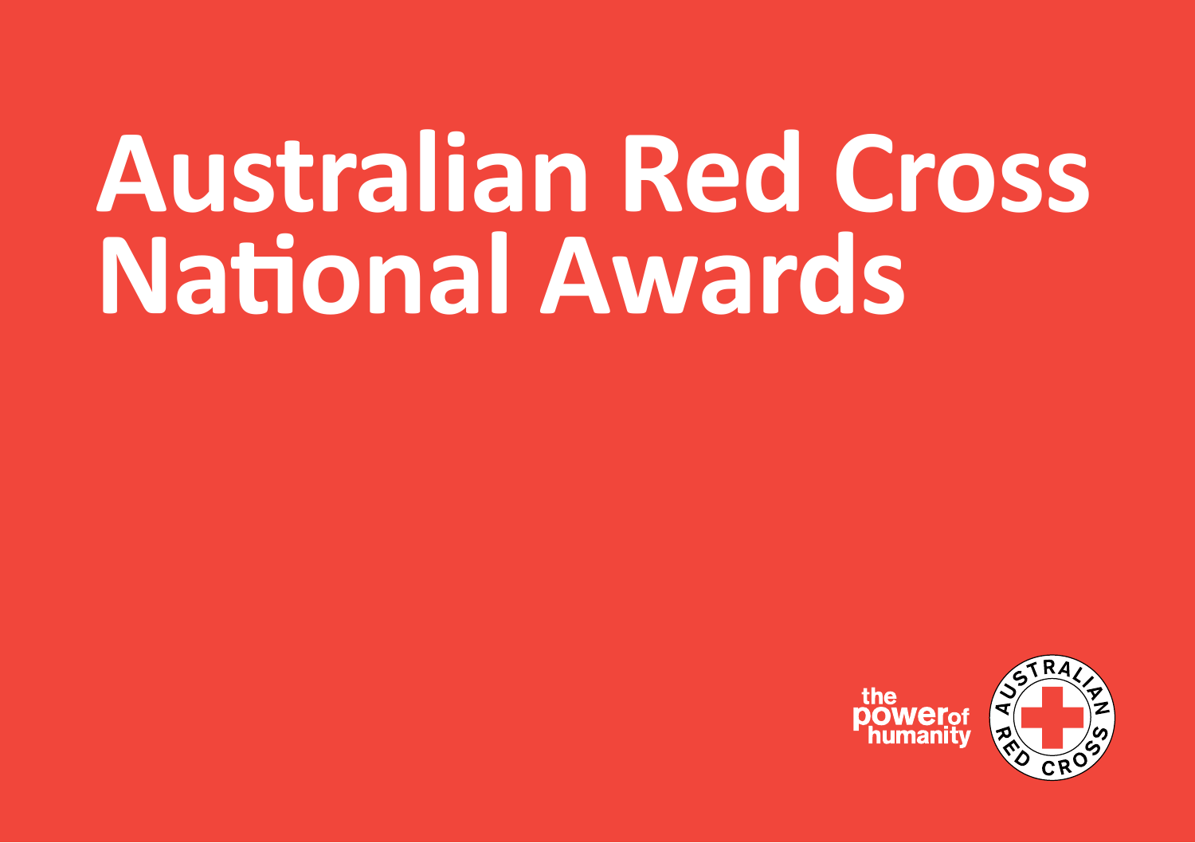# Australian Red Cross National Awards

the power of humanity

AUSTRALIAN RED CROSS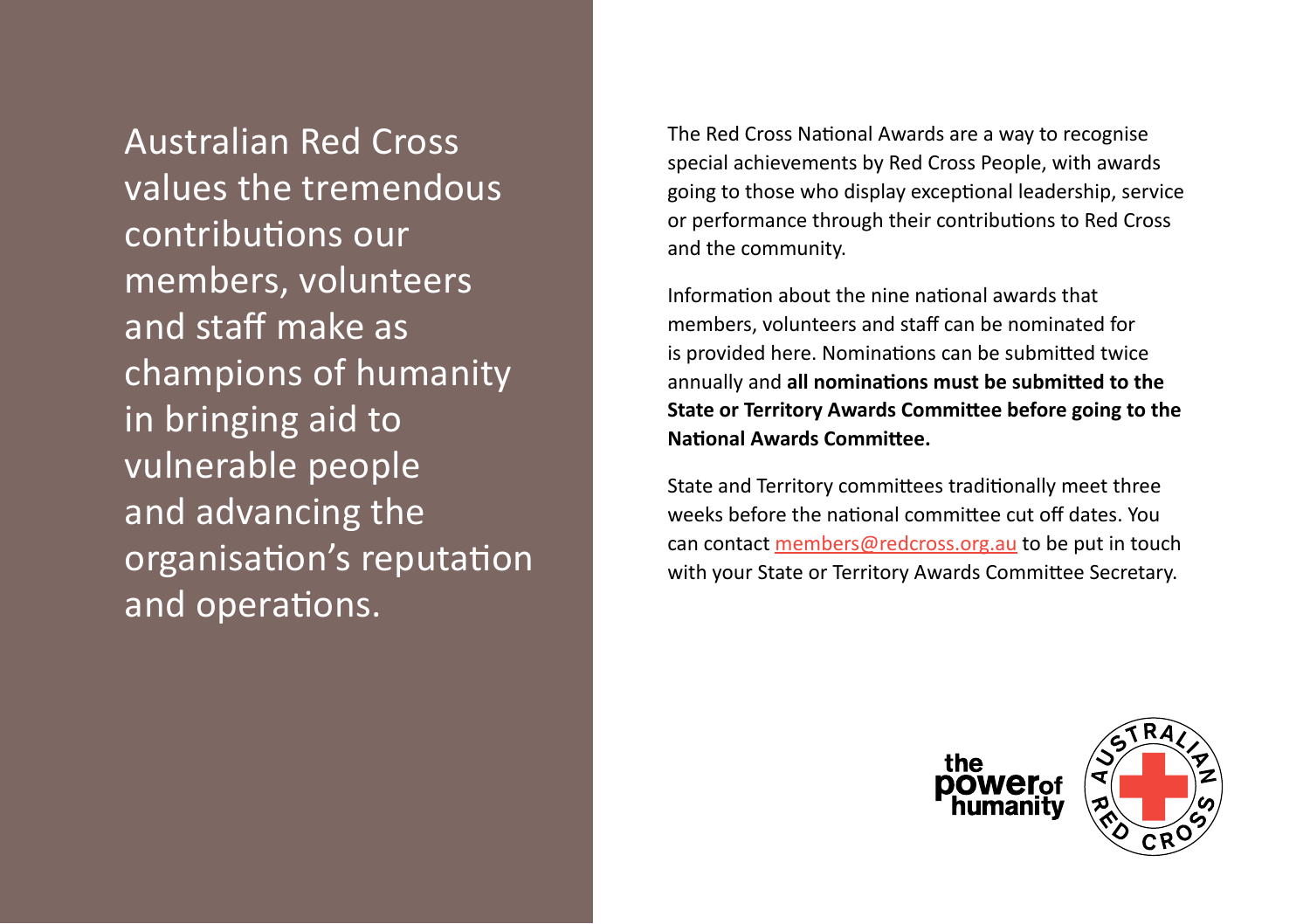Australian Red Cross values the tremendous contributions our members, volunteers and staff make as champions of humanity in bringing aid to vulnerable people and advancing the organisation's reputation and operations.

The Red Cross National Awards are a way to recognise special achievements by Red Cross People, with awards going to those who display exceptional leadership, service or performance through their contributions to Red Cross and the community.

Information about the nine national awards that members, volunteers and staff can be nominated for is provided here. Nominations can be submitted twice annually and **all nominations must be submitted to the State or Territory Awards Committee before going to the National Awards Committee.**

State and Territory committees traditionally meet three weeks before the national committee cut off dates. You can contact members@redcross.org.au to be put in touch with your State or Territory Awards Committee Secretary.

the power of humanity

AUSTRALIAN RED CROSS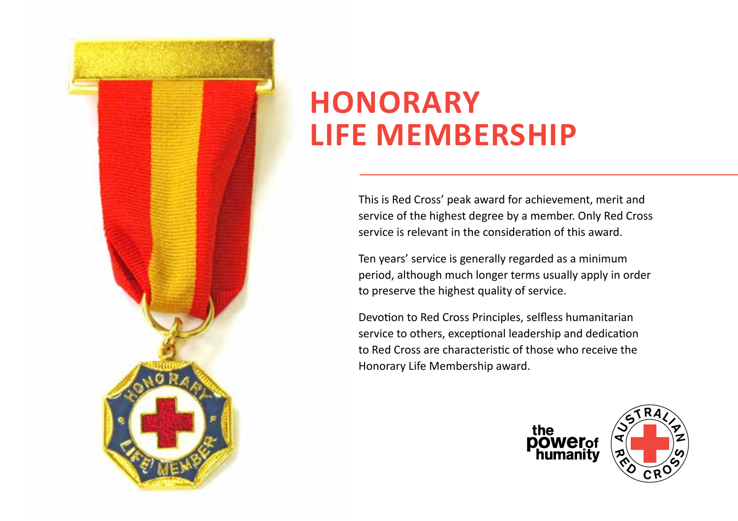# HONORARY LIFE MEMBERSHIP

This is Red Cross' peak award for achievement, merit and service of the highest degree by a member. Only Red Cross service is relevant in the consideration of this award.

Ten years' service is generally regarded as a minimum period, although much longer terms usually apply in order to preserve the highest quality of service.

Devotion to Red Cross Principles, selfless humanitarian service to others, exceptional leadership and dedication to Red Cross are characteristic of those who receive the Honorary Life Membership award.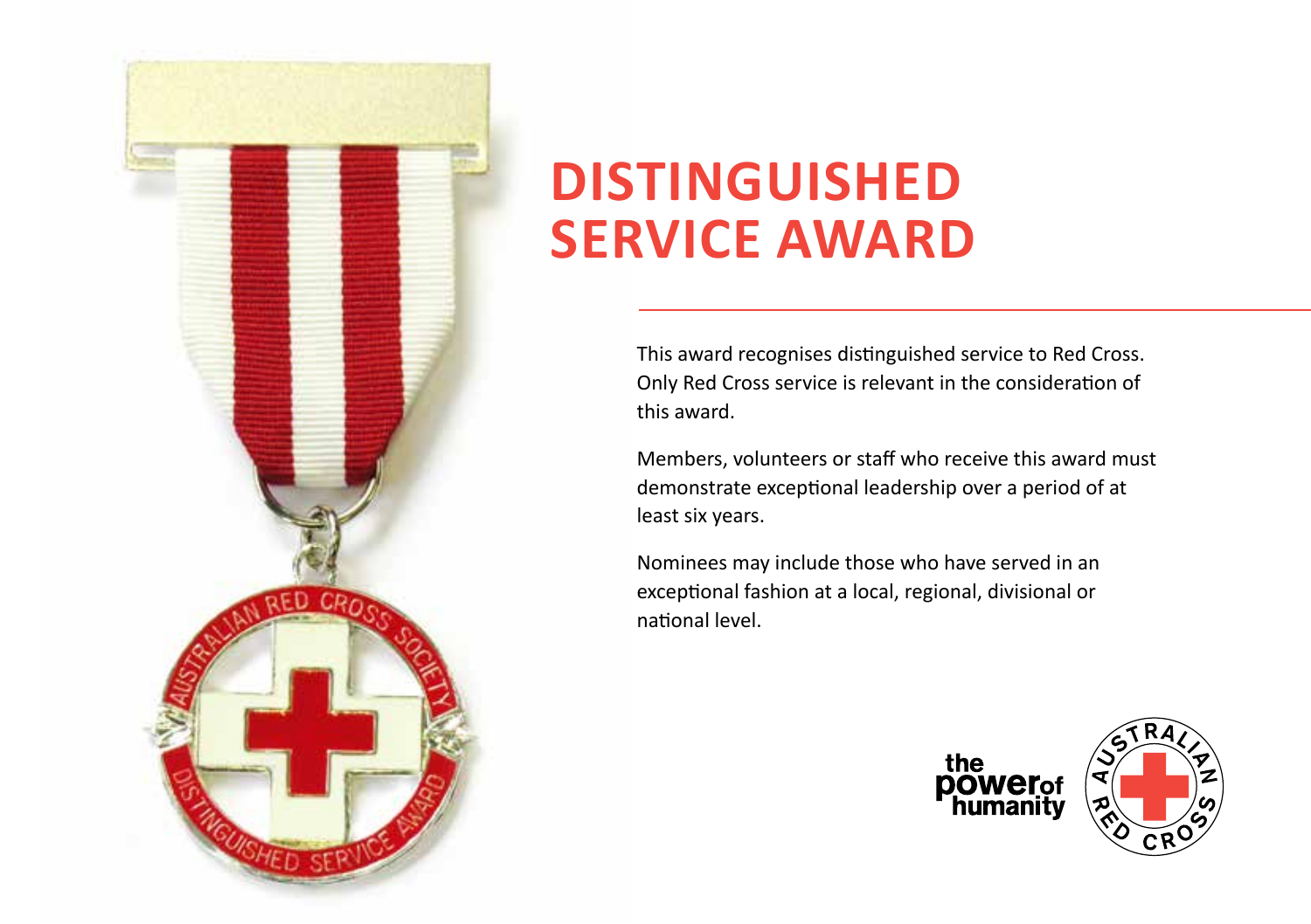# DISTINGUISHED SERVICE AWARD

This award recognises distinguished service to Red Cross. Only Red Cross service is relevant in the consideration of this award.

Members, volunteers or staff who receive this award must demonstrate exceptional leadership over a period of at least six years.

Nominees may include those who have served in an exceptional fashion at a local, regional, divisional or national level.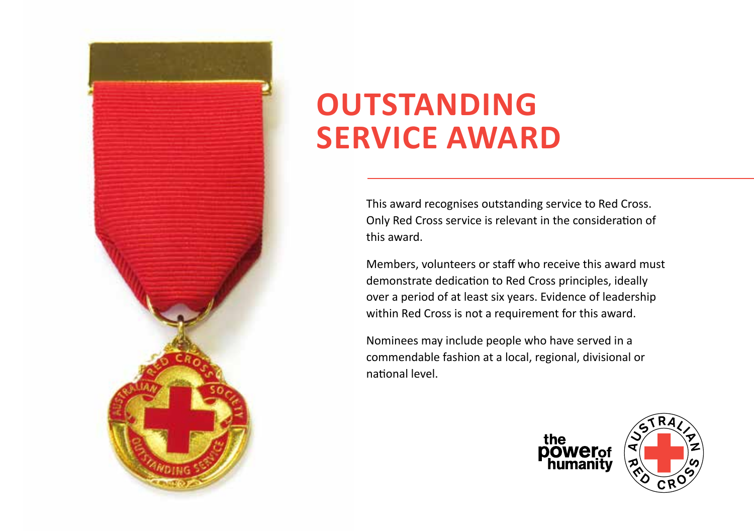# OUTSTANDING SERVICE AWARD

This award recognises outstanding service to Red Cross. Only Red Cross service is relevant in the consideration of this award.

Members, volunteers or staff who receive this award must demonstrate dedication to Red Cross principles, ideally over a period of at least six years. Evidence of leadership within Red Cross is not a requirement for this award.

Nominees may include people who have served in a commendable fashion at a local, regional, divisional or national level.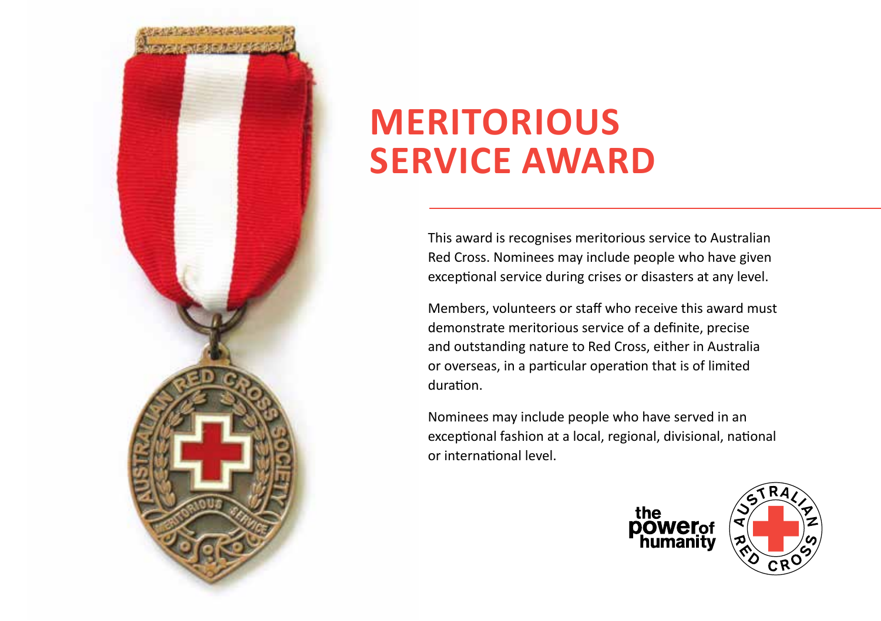# MERITORIOUS SERVICE AWARD

This award is recognises meritorious service to Australian Red Cross. Nominees may include people who have given exceptional service during crises or disasters at any level.

Members, volunteers or staff who receive this award must demonstrate meritorious service of a definite, precise and outstanding nature to Red Cross, either in Australia or overseas, in a particular operation that is of limited duration.

Nominees may include people who have served in an exceptional fashion at a local, regional, divisional, national or international level.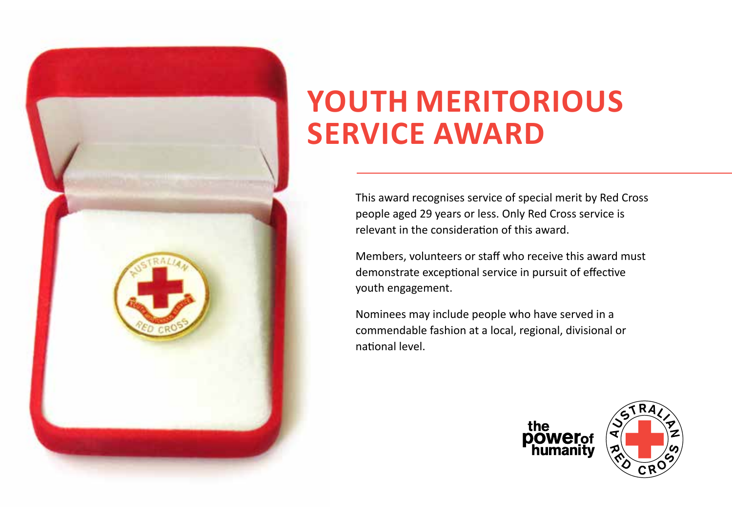# YOUTH MERITORIOUS SERVICE AWARD

This award recognises service of special merit by Red Cross people aged 29 years or less. Only Red Cross service is relevant in the consideration of this award.

Members, volunteers or staff who receive this award must demonstrate exceptional service in pursuit of effective youth engagement.

Nominees may include people who have served in a commendable fashion at a local, regional, divisional or national level.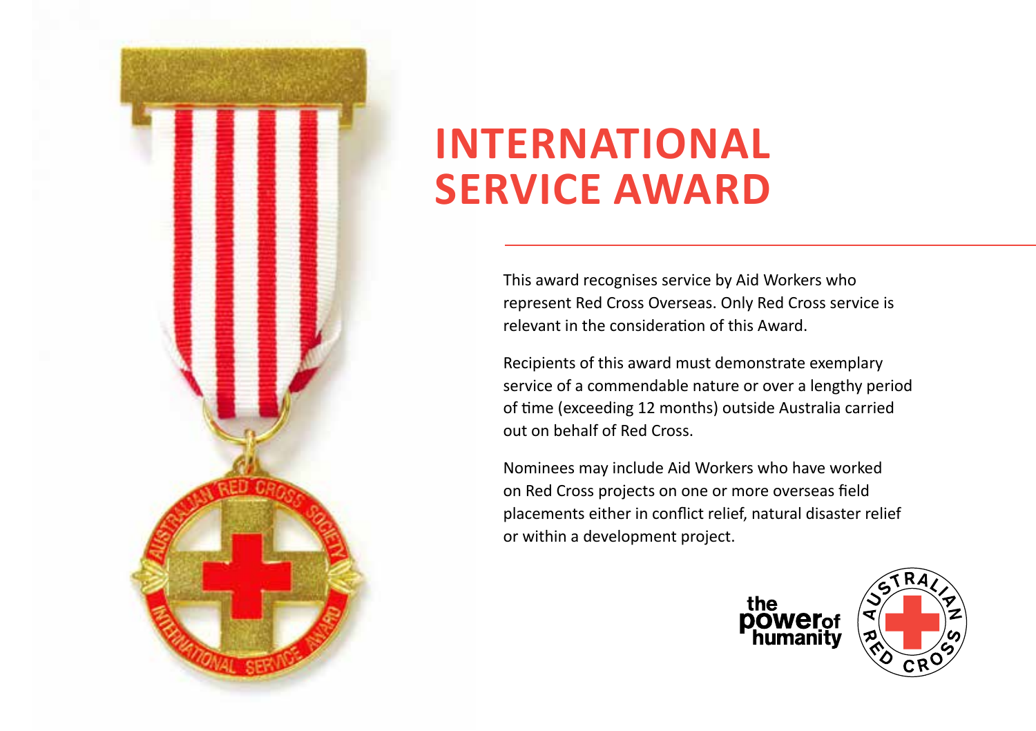# INTERNATIONAL SERVICE AWARD

This award recognises service by Aid Workers who represent Red Cross Overseas. Only Red Cross service is relevant in the consideration of this Award.

Recipients of this award must demonstrate exemplary service of a commendable nature or over a lengthy period of time (exceeding 12 months) outside Australia carried out on behalf of Red Cross.

Nominees may include Aid Workers who have worked on Red Cross projects on one or more overseas field placements either in conflict relief, natural disaster relief or within a development project.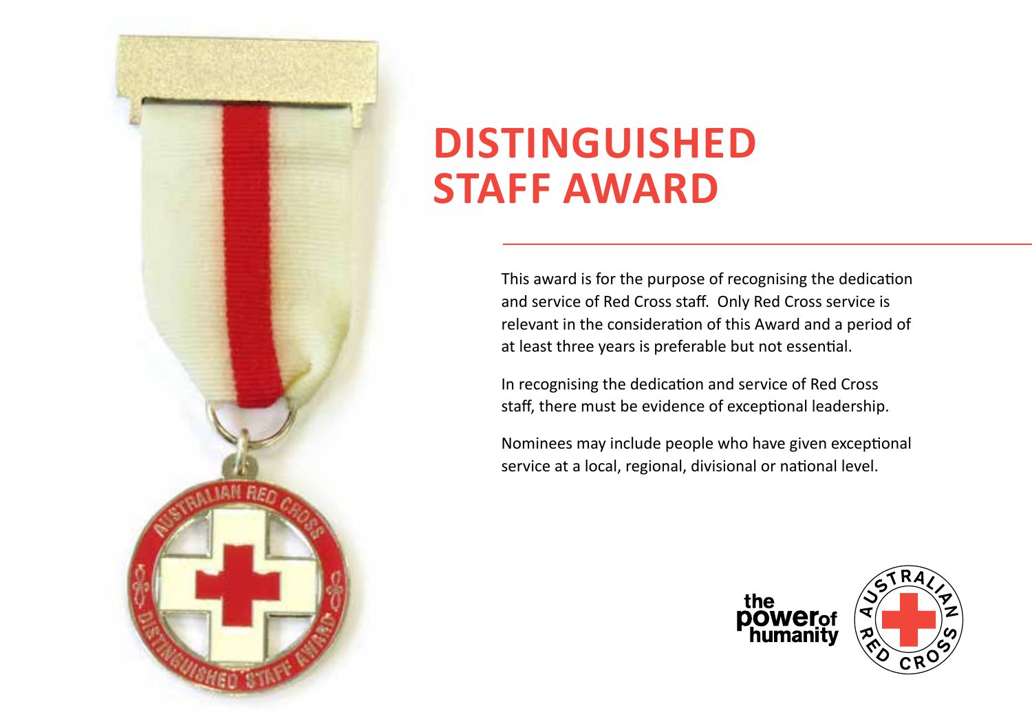# DISTINGUISHED STAFF AWARD

This award is for the purpose of recognising the dedication and service of Red Cross staff. Only Red Cross service is relevant in the consideration of this Award and a period of at least three years is preferable but not essential.

In recognising the dedication and service of Red Cross staff, there must be evidence of exceptional leadership.

Nominees may include people who have given exceptional service at a local, regional, divisional or national level.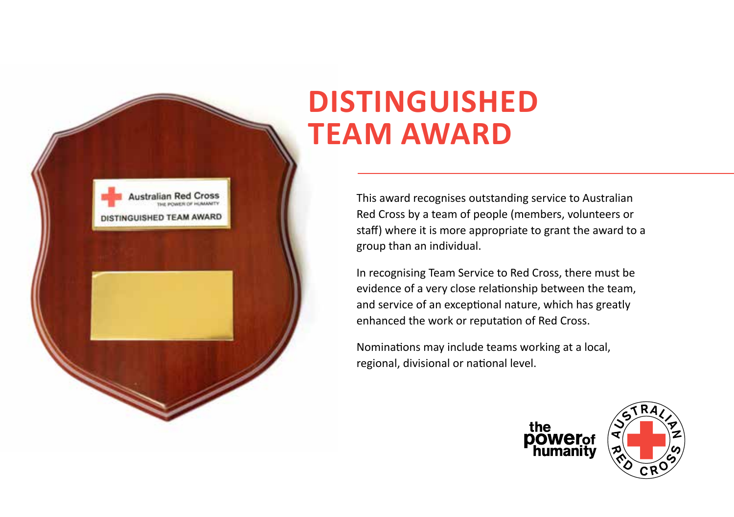# DISTINGUISHED TEAM AWARD

This award recognises outstanding service to Australian Red Cross by a team of people (members, volunteers or staff) where it is more appropriate to grant the award to a group than an individual.

In recognising Team Service to Red Cross, there must be evidence of a very close relationship between the team, and service of an exceptional nature, which has greatly enhanced the work or reputation of Red Cross.

Nominations may include teams working at a local, regional, divisional or national level.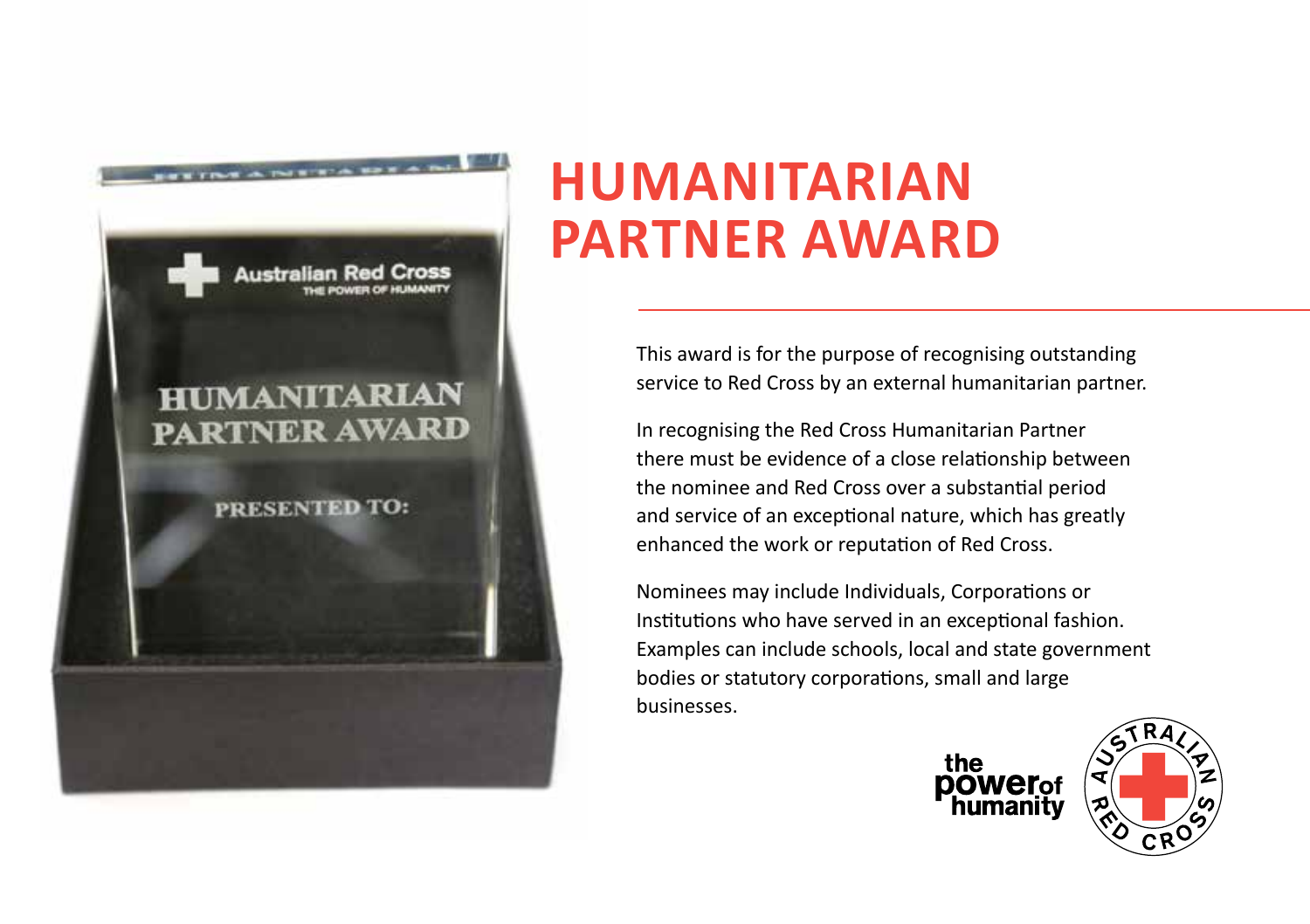# HUMANITARIAN PARTNER AWARD

This award is for the purpose of recognising outstanding service to Red Cross by an external humanitarian partner.

In recognising the Red Cross Humanitarian Partner there must be evidence of a close relationship between the nominee and Red Cross over a substantial period and service of an exceptional nature, which has greatly enhanced the work or reputation of Red Cross.

Nominees may include Individuals, Corporations or Institutions who have served in an exceptional fashion. Examples can include schools, local and state government bodies or statutory corporations, small and large businesses.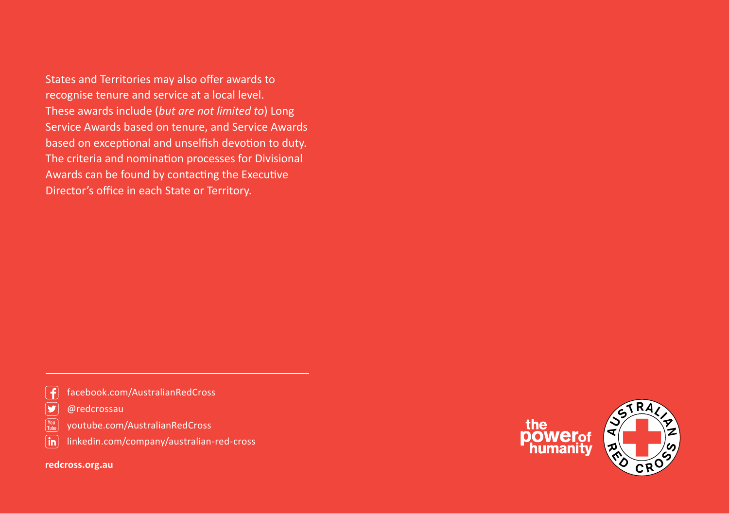States and Territories may also offer awards to recognise tenure and service at a local level. These awards include (*but are not limited to*) Long Service Awards based on tenure, and Service Awards based on exceptional and unselfish devotion to duty. The criteria and nomination processes for Divisional Awards can be found by contacting the Executive Director's office in each State or Territory.

facebook.com/AustralianRedCross

@redcrossau

youtube.com/AustralianRedCross

linkedin.com/company/australian-red-cross

**redcross.org.au**

the power of humanity

AUSTRALIAN RED CROSS